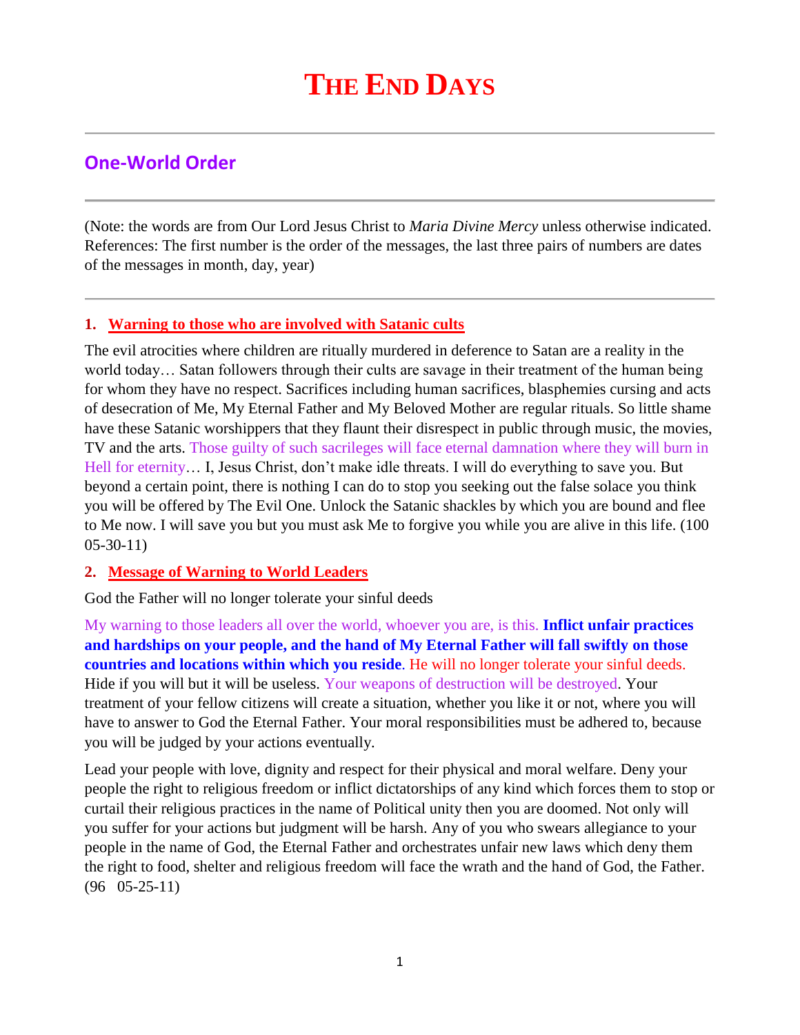# THE END DAYS

## One-World Order

(Note: the words are from Our Lord Jesus Christ to *Maria Divine Mercy* unless otherwise indicated. References: The first number is the order of the messages, the last three pairs of numbers are dates of the messages in month, day, year)

### 1. Warning to those who are involved with Satanic cults

The evil atrocities where children are ritually murdered in deference to Satan are a reality in the world today… Satan followers through their cults are savage in their treatment of the human being for whom they have no respect. Sacrifices including human sacrifices, blasphemies cursing and acts of desecration of Me, My Eternal Father and My Beloved Mother are regular rituals. So little shame have these Satanic worshippers that they flaunt their disrespect in public through music, the movies, TV and the arts. Those guilty of such sacrileges will face eternal damnation where they will burn in Hell for eternity… I, Jesus Christ, don't make idle threats. I will do everything to save you. But beyond a certain point, there is nothing I can do to stop you seeking out the false solace you think you will be offered by The Evil One. Unlock the Satanic shackles by which you are bound and flee to Me now. I will save you but you must ask Me to forgive you while you are alive in this life. (100 05-30-11)

### 2. Message of Warning to World Leaders

God the Father will no longer tolerate your sinful deeds

My warning to those leaders all over the world, whoever you are, is this. **Inflict unfair practices and hardships on your people, and the hand of My Eternal Father will fall swiftly on those countries and locations within which you reside**. He will no longer tolerate your sinful deeds. Hide if you will but it will be useless. Your weapons of destruction will be destroyed. Your treatment of your fellow citizens will create a situation, whether you like it or not, where you will have to answer to God the Eternal Father. Your moral responsibilities must be adhered to, because you will be judged by your actions eventually.

Lead your people with love, dignity and respect for their physical and moral welfare. Deny your people the right to religious freedom or inflict dictatorships of any kind which forces them to stop or curtail their religious practices in the name of Political unity then you are doomed. Not only will you suffer for your actions but judgment will be harsh. Any of you who swears allegiance to your people in the name of God, the Eternal Father and orchestrates unfair new laws which deny them the right to food, shelter and religious freedom will face the wrath and the hand of God, the Father. (96 05-25-11)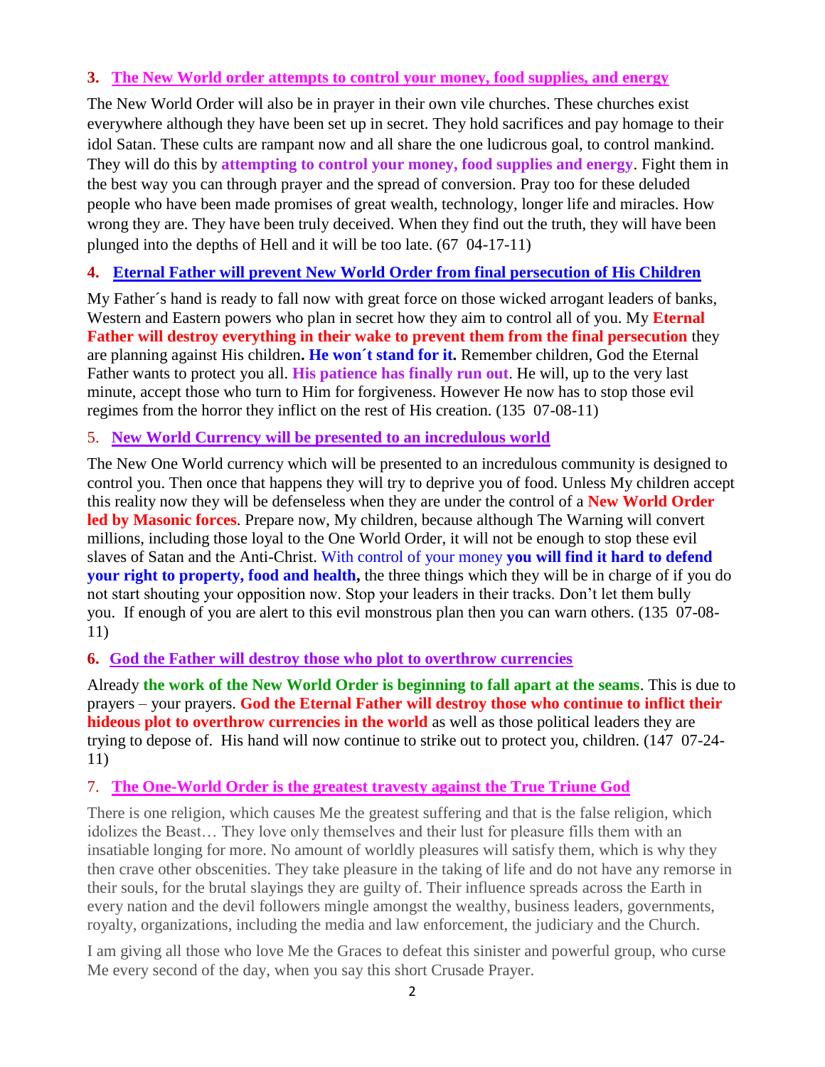### 3. The New World order attempts to control your money, food supplies, and energy

The New World Order will also be in prayer in their own vile churches. These churches exist everywhere although they have been set up in secret. They hold sacrifices and pay homage to their idol Satan. These cults are rampant now and all share the one ludicrous goal, to control mankind. They will do this by **attempting to control your money, food supplies and energy**. Fight them in the best way you can through prayer and the spread of conversion. Pray too for these deluded people who have been made promises of great wealth, technology, longer life and miracles. How wrong they are. They have been truly deceived. When they find out the truth, they will have been plunged into the depths of Hell and it will be too late. (67 04-17-11)

### 4. Eternal Father will prevent New World Order from final persecution of His Children

My Father´s hand is ready to fall now with great force on those wicked arrogant leaders of banks, Western and Eastern powers who plan in secret how they aim to control all of you. My **Eternal Father will destroy everything in their wake to prevent them from the final persecution** they are planning against His children**. He won´t stand for it.** Remember children, God the Eternal Father wants to protect you all. **His patience has finally run out**. He will, up to the very last minute, accept those who turn to Him for forgiveness. However He now has to stop those evil regimes from the horror they inflict on the rest of His creation. (135 07-08-11)

### 5. New World Currency will be presented to an incredulous world

The New One World currency which will be presented to an incredulous community is designed to control you. Then once that happens they will try to deprive you of food. Unless My children accept this reality now they will be defenseless when they are under the control of a **New World Order led by Masonic forces**. Prepare now, My children, because although The Warning will convert millions, including those loyal to the One World Order, it will not be enough to stop these evil slaves of Satan and the Anti-Christ. With control of your money **you will find it hard to defend your right to property, food and health,** the three things which they will be in charge of if you do not start shouting your opposition now. Stop your leaders in their tracks. Don't let them bully you. If enough of you are alert to this evil monstrous plan then you can warn others. (135 07-08-11)

### 6. God the Father will destroy those who plot to overthrow currencies

Already **the work of the New World Order is beginning to fall apart at the seams**. This is due to prayers – your prayers. **God the Eternal Father will destroy those who continue to inflict their hideous plot to overthrow currencies in the world** as well as those political leaders they are trying to depose of. His hand will now continue to strike out to protect you, children. (147 07-24-11)

### 7. The One-World Order is the greatest travesty against the True Triune God

There is one religion, which causes Me the greatest suffering and that is the false religion, which idolizes the Beast… They love only themselves and their lust for pleasure fills them with an insatiable longing for more. No amount of worldly pleasures will satisfy them, which is why they then crave other obscenities. They take pleasure in the taking of life and do not have any remorse in their souls, for the brutal slayings they are guilty of. Their influence spreads across the Earth in every nation and the devil followers mingle amongst the wealthy, business leaders, governments, royalty, organizations, including the media and law enforcement, the judiciary and the Church.

I am giving all those who love Me the Graces to defeat this sinister and powerful group, who curse Me every second of the day, when you say this short Crusade Prayer.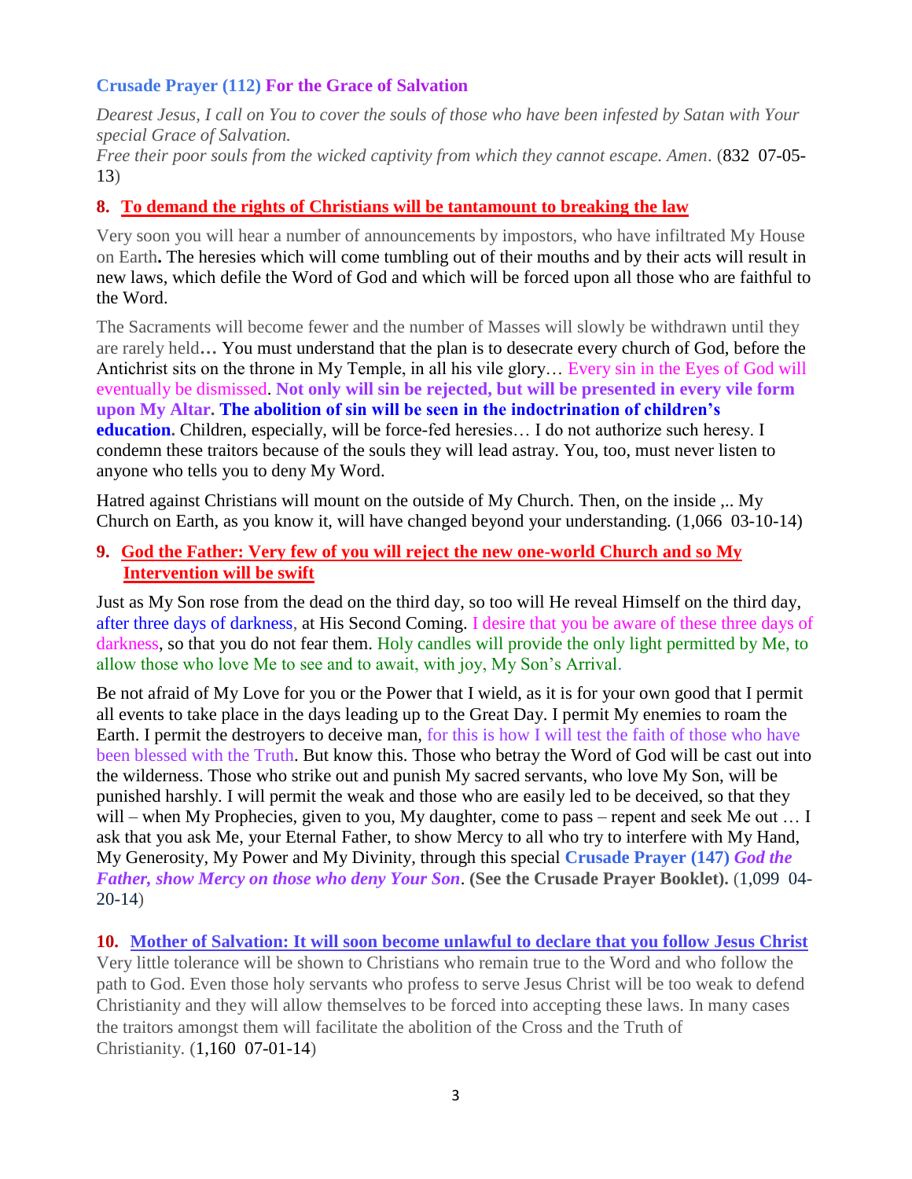**Crusade Prayer (112) For the Grace of Salvation**

*Dearest Jesus, I call on You to cover the souls of those who have been infested by Satan with Your special Grace of Salvation.*
*Free their poor souls from the wicked captivity from which they cannot escape. Amen*. (832 07-05-13)

**8. To demand the rights of Christians will be tantamount to breaking the law**

Very soon you will hear a number of announcements by impostors, who have infiltrated My House on Earth**.** The heresies which will come tumbling out of their mouths and by their acts will result in new laws, which defile the Word of God and which will be forced upon all those who are faithful to the Word.

The Sacraments will become fewer and the number of Masses will slowly be withdrawn until they are rarely held**…** You must understand that the plan is to desecrate every church of God, before the Antichrist sits on the throne in My Temple, in all his vile glory… Every sin in the Eyes of God will eventually be dismissed. **Not only will sin be rejected, but will be presented in every vile form upon My Altar. The abolition of sin will be seen in the indoctrination of children's education.** Children, especially, will be force-fed heresies… I do not authorize such heresy. I condemn these traitors because of the souls they will lead astray. You, too, must never listen to anyone who tells you to deny My Word.

Hatred against Christians will mount on the outside of My Church. Then, on the inside ,.. My Church on Earth, as you know it, will have changed beyond your understanding. (1,066 03-10-14)

**9. God the Father: Very few of you will reject the new one-world Church and so My Intervention will be swift**

Just as My Son rose from the dead on the third day, so too will He reveal Himself on the third day, after three days of darkness, at His Second Coming. I desire that you be aware of these three days of darkness, so that you do not fear them. Holy candles will provide the only light permitted by Me, to allow those who love Me to see and to await, with joy, My Son's Arrival.

Be not afraid of My Love for you or the Power that I wield, as it is for your own good that I permit all events to take place in the days leading up to the Great Day. I permit My enemies to roam the Earth. I permit the destroyers to deceive man, for this is how I will test the faith of those who have been blessed with the Truth. But know this. Those who betray the Word of God will be cast out into the wilderness. Those who strike out and punish My sacred servants, who love My Son, will be punished harshly. I will permit the weak and those who are easily led to be deceived, so that they will – when My Prophecies, given to you, My daughter, come to pass – repent and seek Me out … I ask that you ask Me, your Eternal Father, to show Mercy to all who try to interfere with My Hand, My Generosity, My Power and My Divinity, through this special **Crusade Prayer (147)** ***God the Father, show Mercy on those who deny Your Son*. (See the Crusade Prayer Booklet).** (1,099 04-20-14)

**10. Mother of Salvation: It will soon become unlawful to declare that you follow Jesus Christ**

Very little tolerance will be shown to Christians who remain true to the Word and who follow the path to God. Even those holy servants who profess to serve Jesus Christ will be too weak to defend Christianity and they will allow themselves to be forced into accepting these laws. In many cases the traitors amongst them will facilitate the abolition of the Cross and the Truth of Christianity. (1,160 07-01-14)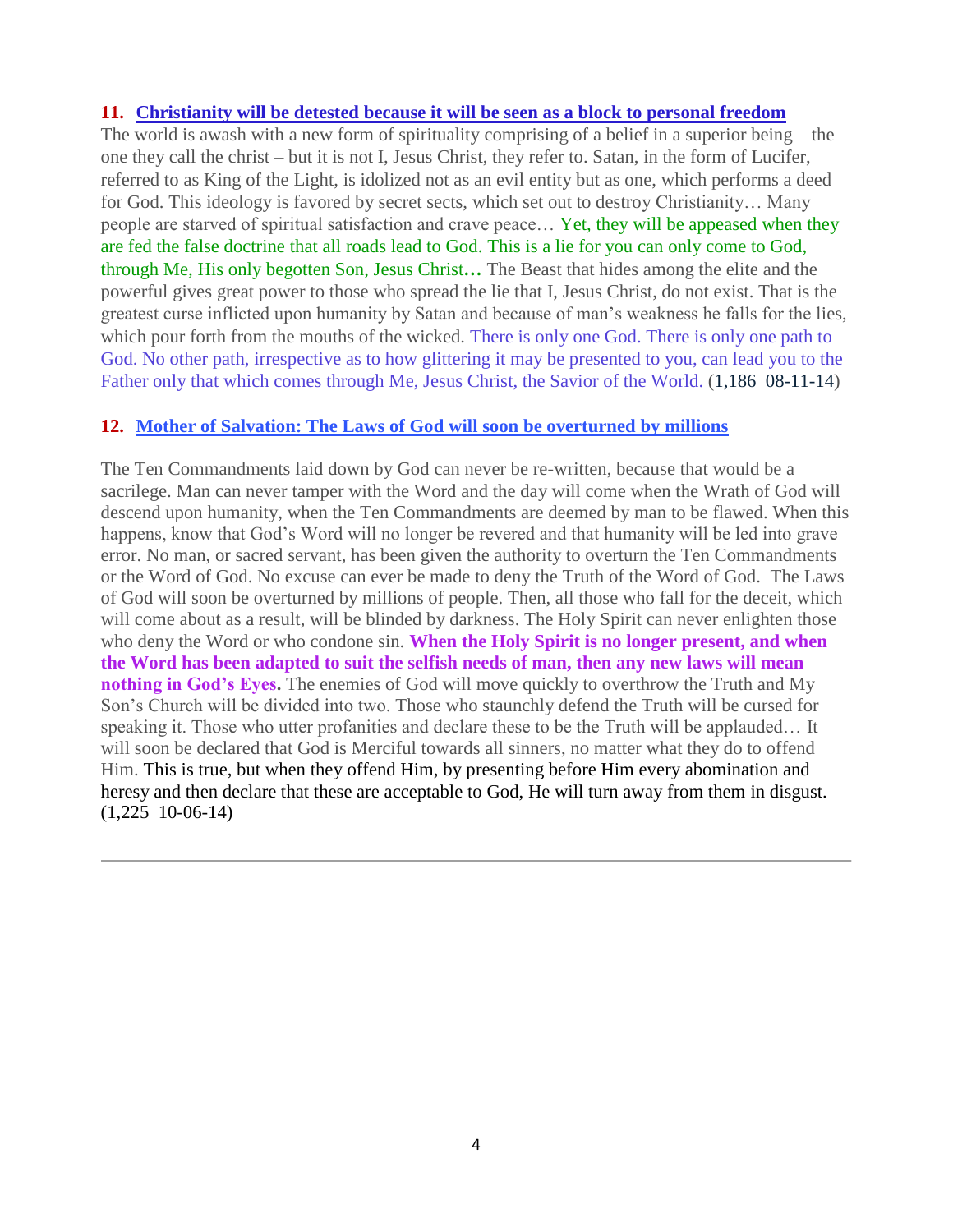**11. [Christianity will be detested because it will be seen as a block to personal freedom]**

The world is awash with a new form of spirituality comprising of a belief in a superior being – the one they call the christ – but it is not I, Jesus Christ, they refer to. Satan, in the form of Lucifer, referred to as King of the Light, is idolized not as an evil entity but as one, which performs a deed for God. This ideology is favored by secret sects, which set out to destroy Christianity… Many people are starved of spiritual satisfaction and crave peace… Yet, they will be appeased when they are fed the false doctrine that all roads lead to God. This is a lie for you can only come to God, through Me, His only begotten Son, Jesus Christ**…** The Beast that hides among the elite and the powerful gives great power to those who spread the lie that I, Jesus Christ, do not exist. That is the greatest curse inflicted upon humanity by Satan and because of man's weakness he falls for the lies, which pour forth from the mouths of the wicked. There is only one God. There is only one path to God. No other path, irrespective as to how glittering it may be presented to you, can lead you to the Father only that which comes through Me, Jesus Christ, the Savior of the World. (1,186 08-11-14)

**12. [Mother of Salvation: The Laws of God will soon be overturned by millions]**

The Ten Commandments laid down by God can never be re-written, because that would be a sacrilege. Man can never tamper with the Word and the day will come when the Wrath of God will descend upon humanity, when the Ten Commandments are deemed by man to be flawed. When this happens, know that God's Word will no longer be revered and that humanity will be led into grave error. No man, or sacred servant, has been given the authority to overturn the Ten Commandments or the Word of God. No excuse can ever be made to deny the Truth of the Word of God. The Laws of God will soon be overturned by millions of people. Then, all those who fall for the deceit, which will come about as a result, will be blinded by darkness. The Holy Spirit can never enlighten those who deny the Word or who condone sin. **When the Holy Spirit is no longer present, and when the Word has been adapted to suit the selfish needs of man, then any new laws will mean nothing in God's Eyes.** The enemies of God will move quickly to overthrow the Truth and My Son's Church will be divided into two. Those who staunchly defend the Truth will be cursed for speaking it. Those who utter profanities and declare these to be the Truth will be applauded… It will soon be declared that God is Merciful towards all sinners, no matter what they do to offend Him. This is true, but when they offend Him, by presenting before Him every abomination and heresy and then declare that these are acceptable to God, He will turn away from them in disgust. (1,225 10-06-14)

---